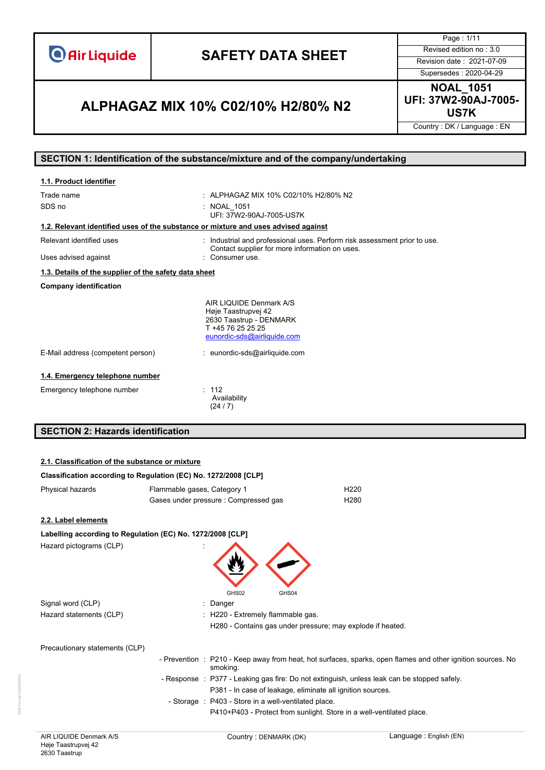| Air Liquide | SAFETY DATA SHEET | Page : 1/11 |
|---|---|---|
| | | Revised edition no : 3.0 |
| | | Revision date : 2021-07-09 |
| | | Supersedes : 2020-04-29 |

# ALPHAGAZ MIX 10% C02/10% H2/80% N2

**NOAL_1051**
**UFI: 37W2-90AJ-7005-US7K**

Country : DK / Language : EN

## SECTION 1: Identification of the substance/mixture and of the company/undertaking

### 1.1. Product identifier

| | |
|---|---|
| Trade name | : ALPHAGAZ MIX 10% C02/10% H2/80% N2 |
| SDS no | : NOAL_1051<br>UFI: 37W2-90AJ-7005-US7K |

### 1.2. Relevant identified uses of the substance or mixture and uses advised against

| | |
|---|---|
| Relevant identified uses | : Industrial and professional uses. Perform risk assessment prior to use.<br>Contact supplier for more information on uses. |
| Uses advised against | : Consumer use. |

### 1.3. Details of the supplier of the safety data sheet

**Company identification**

AIR LIQUIDE Denmark A/S
Høje Taastrupvej 42
2630 Taastrup - DENMARK
T +45 76 25 25 25
eunordic-sds@airliquide.com

| | |
|---|---|
| E-Mail address (competent person) | : eunordic-sds@airliquide.com |

### 1.4. Emergency telephone number

| | |
|---|---|
| Emergency telephone number | : 112<br>Availability<br>(24 / 7) |

## SECTION 2: Hazards identification

### 2.1. Classification of the substance or mixture

**Classification according to Regulation (EC) No. 1272/2008 [CLP]**

| | | |
|---|---|---|
| Physical hazards | Flammable gases, Category 1 | H220 |
| | Gases under pressure : Compressed gas | H280 |

### 2.2. Label elements

**Labelling according to Regulation (EC) No. 1272/2008 [CLP]**

Hazard pictograms (CLP) :

GHS02 GHS04

| | |
|---|---|
| Signal word (CLP) | : Danger |
| Hazard statements (CLP) | : H220 - Extremely flammable gas.<br>H280 - Contains gas under pressure; may explode if heated. |

Precautionary statements (CLP)

| | |
|---|---|
| - Prevention | : P210 - Keep away from heat, hot surfaces, sparks, open flames and other ignition sources. No smoking. |
| - Response | : P377 - Leaking gas fire: Do not extinguish, unless leak can be stopped safely.<br>P381 - In case of leakage, eliminate all ignition sources. |
| - Storage | : P403 - Store in a well-ventilated place.<br>P410+P403 - Protect from sunlight. Store in a well-ventilated place. |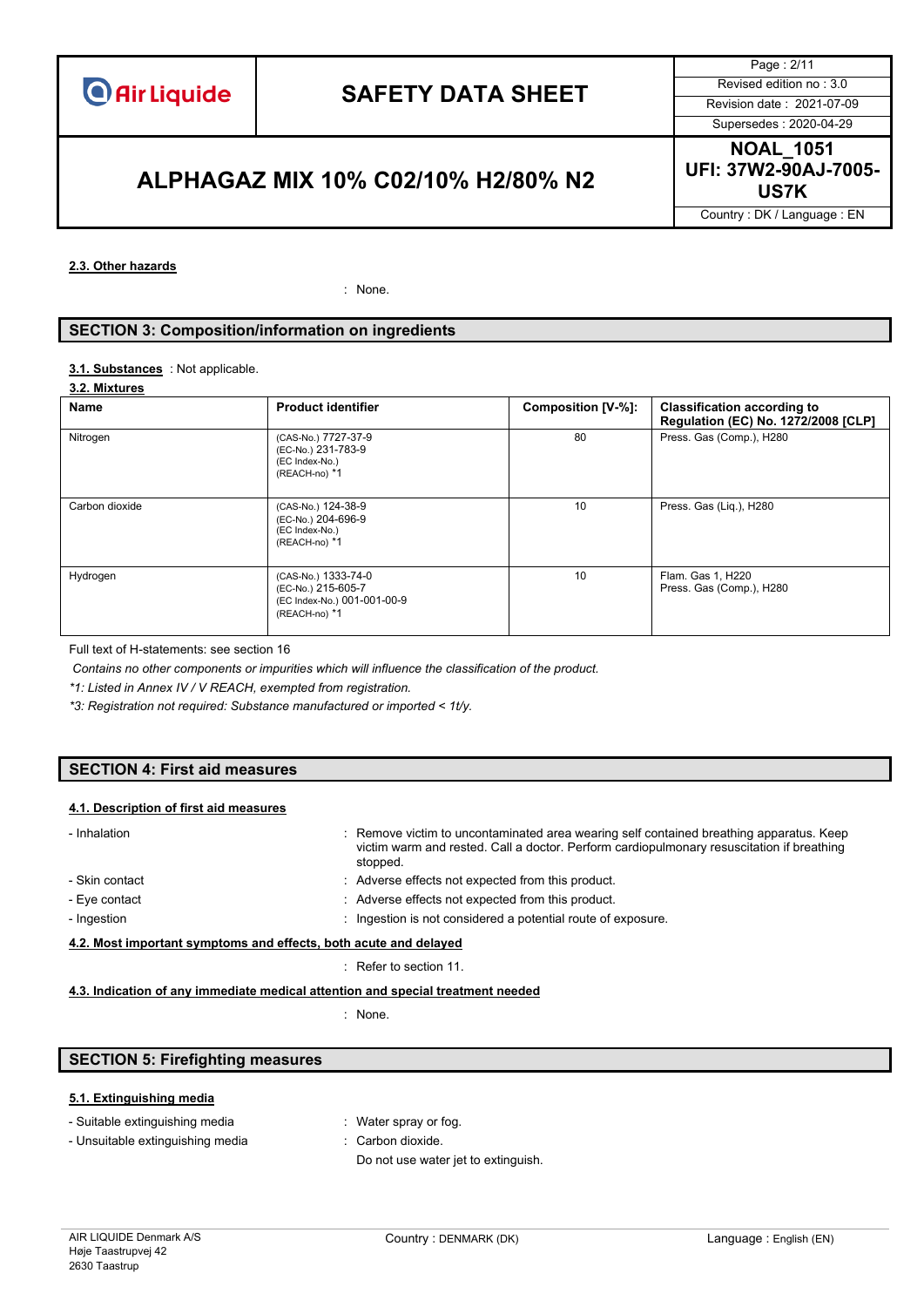### 2.3. Other hazards

: None.

## SECTION 3: Composition/information on ingredients

**3.1. Substances** : Not applicable.

**3.2. Mixtures**

| Name | Product identifier | Composition [V-%]: | Classification according to Regulation (EC) No. 1272/2008 [CLP] |
|---|---|---|---|
| Nitrogen | (CAS-No.) 7727-37-9<br>(EC-No.) 231-783-9<br>(EC Index-No.)<br>(REACH-no) *1 | 80 | Press. Gas (Comp.), H280 |
| Carbon dioxide | (CAS-No.) 124-38-9<br>(EC-No.) 204-696-9<br>(EC Index-No.)<br>(REACH-no) *1 | 10 | Press. Gas (Liq.), H280 |
| Hydrogen | (CAS-No.) 1333-74-0<br>(EC-No.) 215-605-7<br>(EC Index-No.) 001-001-00-9<br>(REACH-no) *1 | 10 | Flam. Gas 1, H220<br>Press. Gas (Comp.), H280 |

Full text of H-statements: see section 16

*Contains no other components or impurities which will influence the classification of the product.*

*\*1: Listed in Annex IV / V REACH, exempted from registration.*

*\*3: Registration not required: Substance manufactured or imported < 1t/y.*

## SECTION 4: First aid measures

### 4.1. Description of first aid measures

- Inhalation : Remove victim to uncontaminated area wearing self contained breathing apparatus. Keep victim warm and rested. Call a doctor. Perform cardiopulmonary resuscitation if breathing stopped.
- Skin contact : Adverse effects not expected from this product.
- Eye contact : Adverse effects not expected from this product.
- Ingestion : Ingestion is not considered a potential route of exposure.

### 4.2. Most important symptoms and effects, both acute and delayed

: Refer to section 11.

### 4.3. Indication of any immediate medical attention and special treatment needed

: None.

## SECTION 5: Firefighting measures

### 5.1. Extinguishing media

- Suitable extinguishing media : Water spray or fog.
- Unsuitable extinguishing media : Carbon dioxide.
  Do not use water jet to extinguish.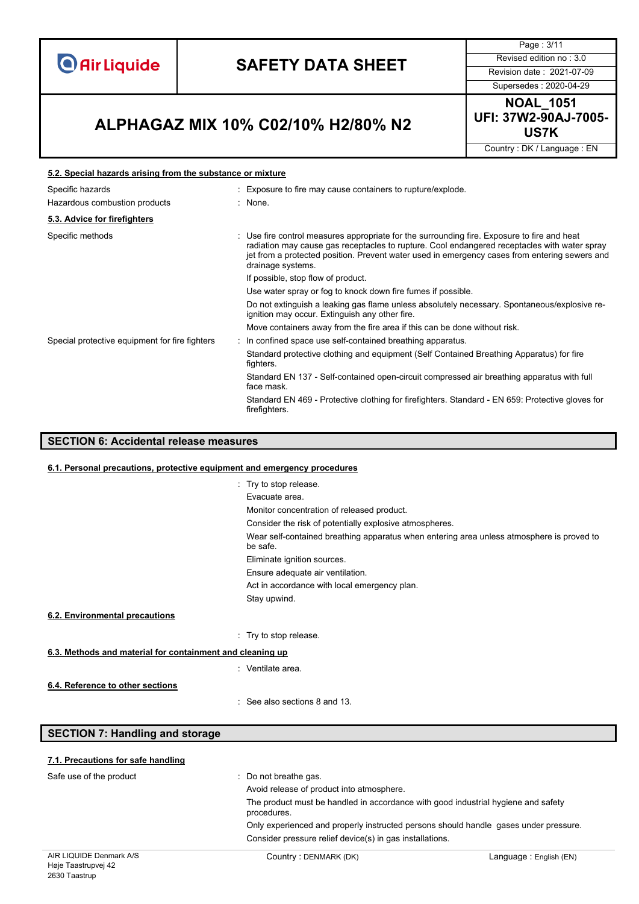### 5.2. Special hazards arising from the substance or mixture

| | |
|---|---|
| Specific hazards | : Exposure to fire may cause containers to rupture/explode. |
| Hazardous combustion products | : None. |

### 5.3. Advice for firefighters

| | |
|---|---|
| Specific methods | : Use fire control measures appropriate for the surrounding fire. Exposure to fire and heat radiation may cause gas receptacles to rupture. Cool endangered receptacles with water spray jet from a protected position. Prevent water used in emergency cases from entering sewers and drainage systems. |
| | If possible, stop flow of product. |
| | Use water spray or fog to knock down fire fumes if possible. |
| | Do not extinguish a leaking gas flame unless absolutely necessary. Spontaneous/explosive re-ignition may occur. Extinguish any other fire. |
| | Move containers away from the fire area if this can be done without risk. |
| Special protective equipment for fire fighters | : In confined space use self-contained breathing apparatus. |
| | Standard protective clothing and equipment (Self Contained Breathing Apparatus) for fire fighters. |
| | Standard EN 137 - Self-contained open-circuit compressed air breathing apparatus with full face mask. |
| | Standard EN 469 - Protective clothing for firefighters. Standard - EN 659: Protective gloves for firefighters. |

## SECTION 6: Accidental release measures

### 6.1. Personal precautions, protective equipment and emergency procedures

: Try to stop release.

Evacuate area.

Monitor concentration of released product.

Consider the risk of potentially explosive atmospheres.

Wear self-contained breathing apparatus when entering area unless atmosphere is proved to be safe.

Eliminate ignition sources.

Ensure adequate air ventilation.

Act in accordance with local emergency plan.

Stay upwind.

### 6.2. Environmental precautions

: Try to stop release.

### 6.3. Methods and material for containment and cleaning up

: Ventilate area.

### 6.4. Reference to other sections

: See also sections 8 and 13.

## SECTION 7: Handling and storage

### 7.1. Precautions for safe handling

| | |
|---|---|
| Safe use of the product | : Do not breathe gas. |
| | Avoid release of product into atmosphere. |
| | The product must be handled in accordance with good industrial hygiene and safety procedures. |
| | Only experienced and properly instructed persons should handle gases under pressure. |
| | Consider pressure relief device(s) in gas installations. |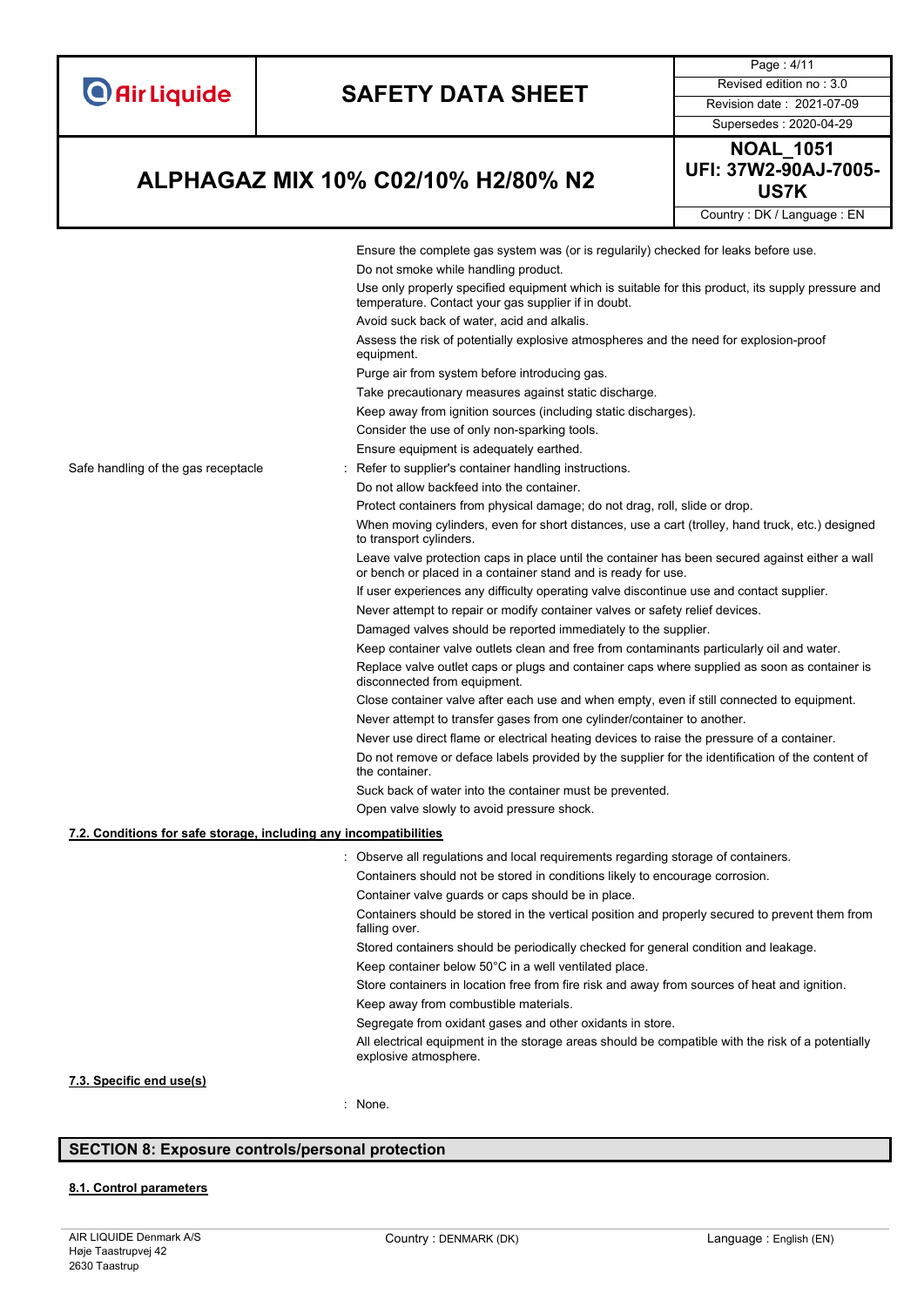Ensure the complete gas system was (or is regularly) checked for leaks before use.
Do not smoke while handling product.
Use only properly specified equipment which is suitable for this product, its supply pressure and temperature. Contact your gas supplier if in doubt.
Avoid suck back of water, acid and alkalis.
Assess the risk of potentially explosive atmospheres and the need for explosion-proof equipment.
Purge air from system before introducing gas.
Take precautionary measures against static discharge.
Keep away from ignition sources (including static discharges).
Consider the use of only non-sparking tools.
Ensure equipment is adequately earthed.

Safe handling of the gas receptacle : Refer to supplier's container handling instructions.
Do not allow backfeed into the container.
Protect containers from physical damage; do not drag, roll, slide or drop.
When moving cylinders, even for short distances, use a cart (trolley, hand truck, etc.) designed to transport cylinders.
Leave valve protection caps in place until the container has been secured against either a wall or bench or placed in a container stand and is ready for use.
If user experiences any difficulty operating valve discontinue use and contact supplier.
Never attempt to repair or modify container valves or safety relief devices.
Damaged valves should be reported immediately to the supplier.
Keep container valve outlets clean and free from contaminants particularly oil and water.
Replace valve outlet caps or plugs and container caps where supplied as soon as container is disconnected from equipment.
Close container valve after each use and when empty, even if still connected to equipment.
Never attempt to transfer gases from one cylinder/container to another.
Never use direct flame or electrical heating devices to raise the pressure of a container.
Do not remove or deface labels provided by the supplier for the identification of the content of the container.
Suck back of water into the container must be prevented.
Open valve slowly to avoid pressure shock.

**7.2. Conditions for safe storage, including any incompatibilities**

: Observe all regulations and local requirements regarding storage of containers.
Containers should not be stored in conditions likely to encourage corrosion.
Container valve guards or caps should be in place.
Containers should be stored in the vertical position and properly secured to prevent them from falling over.
Stored containers should be periodically checked for general condition and leakage.
Keep container below 50°C in a well ventilated place.
Store containers in location free from fire risk and away from sources of heat and ignition.
Keep away from combustible materials.
Segregate from oxidant gases and other oxidants in store.
All electrical equipment in the storage areas should be compatible with the risk of a potentially explosive atmosphere.

**7.3. Specific end use(s)**

: None.

## SECTION 8: Exposure controls/personal protection

**8.1. Control parameters**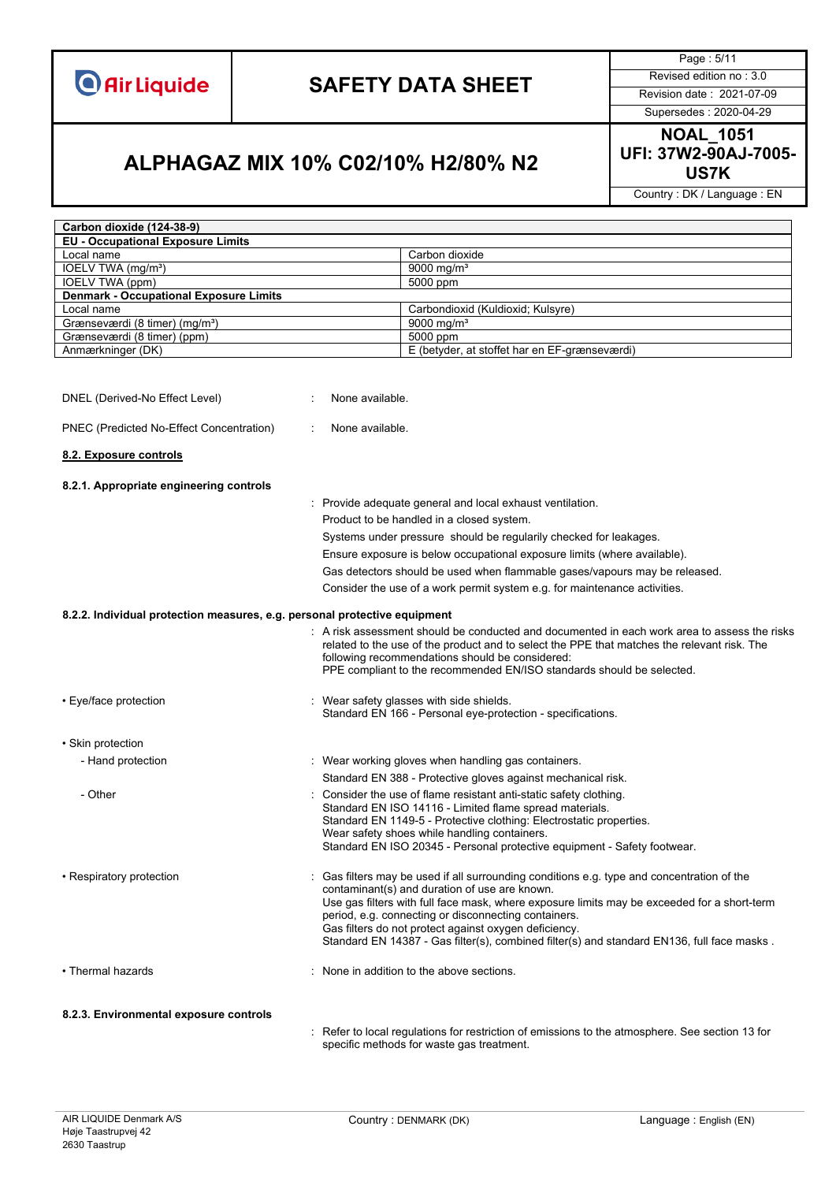| Carbon dioxide (124-38-9) | |
|---|---|
| **EU - Occupational Exposure Limits** | |
| Local name | Carbon dioxide |
| IOELV TWA (mg/m³) | 9000 mg/m³ |
| IOELV TWA (ppm) | 5000 ppm |
| **Denmark - Occupational Exposure Limits** | |
| Local name | Carbondioxid (Kuldioxid; Kulsyre) |
| Grænseværdi (8 timer) (mg/m³) | 9000 mg/m³ |
| Grænseværdi (8 timer) (ppm) | 5000 ppm |
| Anmærkninger (DK) | E (betyder, at stoffet har en EF-grænseværdi) |

DNEL (Derived-No Effect Level) : None available.

PNEC (Predicted No-Effect Concentration) : None available.

## 8.2. Exposure controls

### 8.2.1. Appropriate engineering controls

: Provide adequate general and local exhaust ventilation.
Product to be handled in a closed system.
Systems under pressure should be regularly checked for leakages.
Ensure exposure is below occupational exposure limits (where available).
Gas detectors should be used when flammable gases/vapours may be released.
Consider the use of a work permit system e.g. for maintenance activities.

### 8.2.2. Individual protection measures, e.g. personal protective equipment

: A risk assessment should be conducted and documented in each work area to assess the risks related to the use of the product and to select the PPE that matches the relevant risk. The following recommendations should be considered:
PPE compliant to the recommended EN/ISO standards should be selected.

- Eye/face protection : Wear safety glasses with side shields.
Standard EN 166 - Personal eye-protection - specifications.

- Skin protection
  - Hand protection : Wear working gloves when handling gas containers.
  Standard EN 388 - Protective gloves against mechanical risk.
  - Other : Consider the use of flame resistant anti-static safety clothing.
  Standard EN ISO 14116 - Limited flame spread materials.
  Standard EN 1149-5 - Protective clothing: Electrostatic properties.
  Wear safety shoes while handling containers.
  Standard EN ISO 20345 - Personal protective equipment - Safety footwear.

- Respiratory protection : Gas filters may be used if all surrounding conditions e.g. type and concentration of the contaminant(s) and duration of use are known.
Use gas filters with full face mask, where exposure limits may be exceeded for a short-term period, e.g. connecting or disconnecting containers.
Gas filters do not protect against oxygen deficiency.
Standard EN 14387 - Gas filter(s), combined filter(s) and standard EN136, full face masks .

- Thermal hazards : None in addition to the above sections.

### 8.2.3. Environmental exposure controls

: Refer to local regulations for restriction of emissions to the atmosphere. See section 13 for specific methods for waste gas treatment.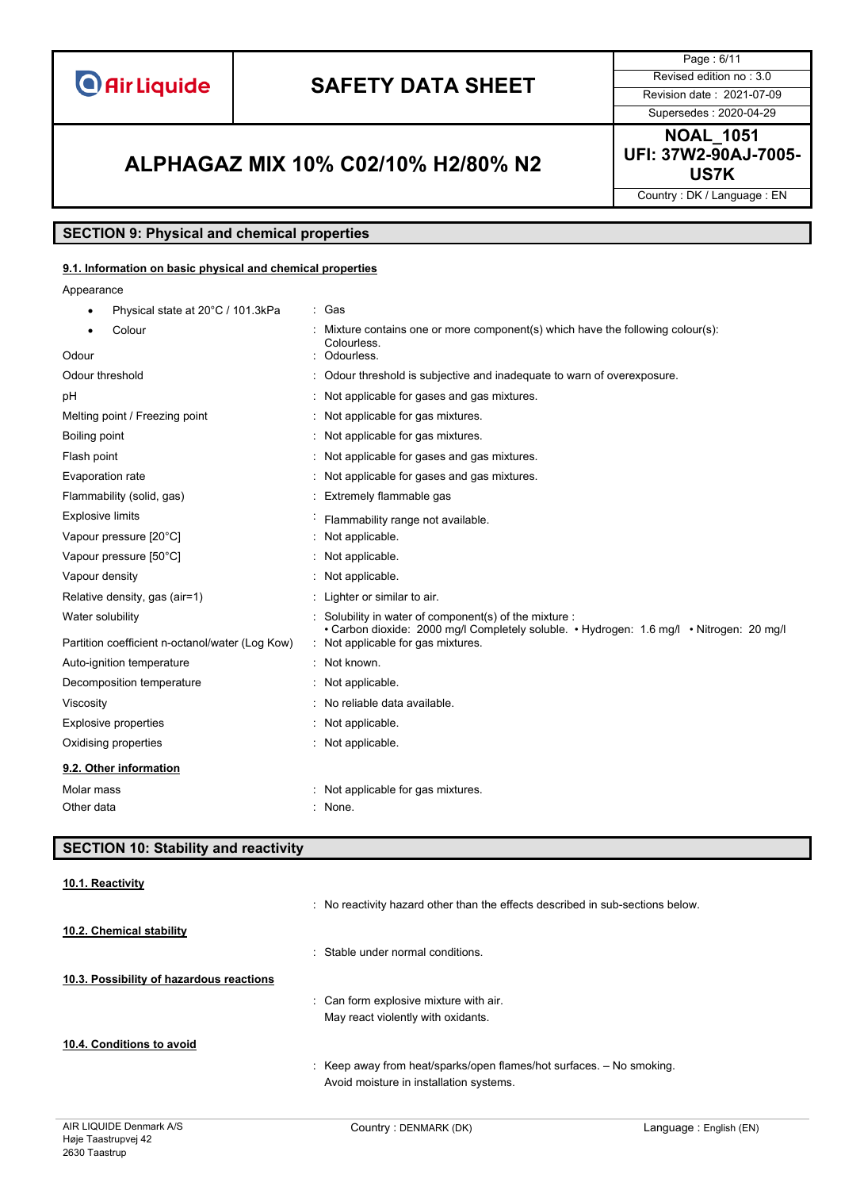## SECTION 9: Physical and chemical properties

### 9.1. Information on basic physical and chemical properties

Appearance

| | |
|---|---|
| • Physical state at 20°C / 101.3kPa | : Gas |
| • Colour | : Mixture contains one or more component(s) which have the following colour(s): Colourless. |
| Odour | : Odourless. |
| Odour threshold | : Odour threshold is subjective and inadequate to warn of overexposure. |
| pH | : Not applicable for gases and gas mixtures. |
| Melting point / Freezing point | : Not applicable for gas mixtures. |
| Boiling point | : Not applicable for gas mixtures. |
| Flash point | : Not applicable for gases and gas mixtures. |
| Evaporation rate | : Not applicable for gases and gas mixtures. |
| Flammability (solid, gas) | : Extremely flammable gas |
| Explosive limits | : Flammability range not available. |
| Vapour pressure [20°C] | : Not applicable. |
| Vapour pressure [50°C] | : Not applicable. |
| Vapour density | : Not applicable. |
| Relative density, gas (air=1) | : Lighter or similar to air. |
| Water solubility | : Solubility in water of component(s) of the mixture : • Carbon dioxide: 2000 mg/l Completely soluble. • Hydrogen: 1.6 mg/l • Nitrogen: 20 mg/l |
| Partition coefficient n-octanol/water (Log Kow) | : Not applicable for gas mixtures. |
| Auto-ignition temperature | : Not known. |
| Decomposition temperature | : Not applicable. |
| Viscosity | : No reliable data available. |
| Explosive properties | : Not applicable. |
| Oxidising properties | : Not applicable. |

### 9.2. Other information

| | |
|---|---|
| Molar mass | : Not applicable for gas mixtures. |
| Other data | : None. |

## SECTION 10: Stability and reactivity

### 10.1. Reactivity

: No reactivity hazard other than the effects described in sub-sections below.

### 10.2. Chemical stability

: Stable under normal conditions.

### 10.3. Possibility of hazardous reactions

: Can form explosive mixture with air.
May react violently with oxidants.

### 10.4. Conditions to avoid

: Keep away from heat/sparks/open flames/hot surfaces. – No smoking.
Avoid moisture in installation systems.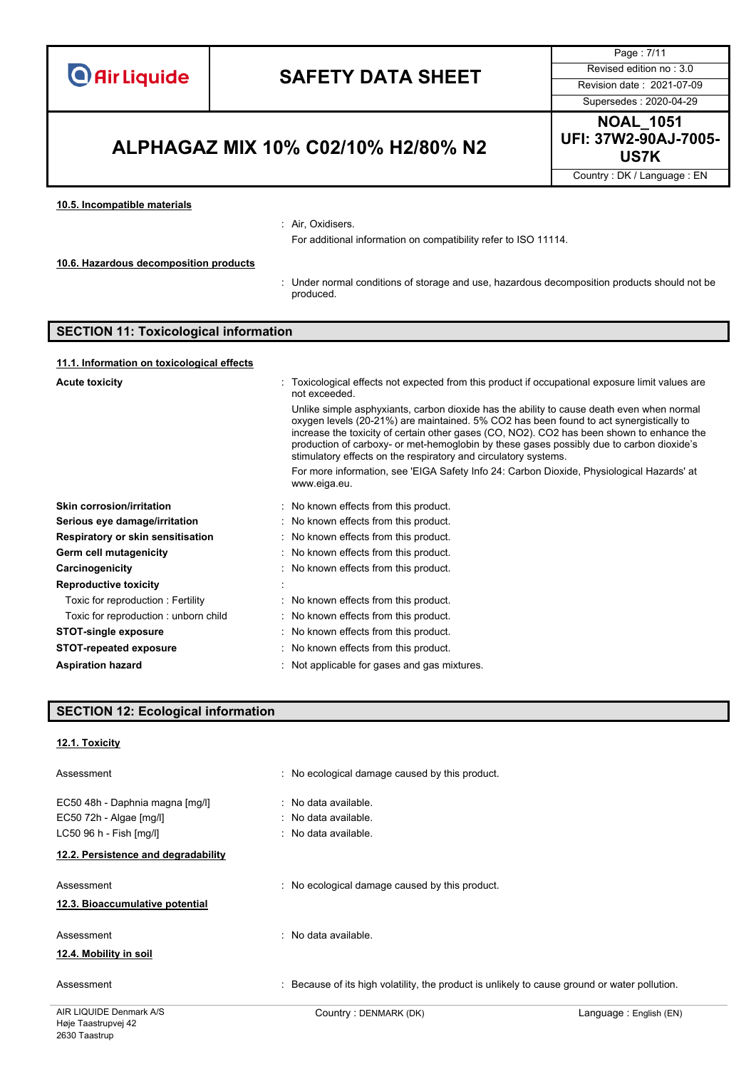#### 10.5. Incompatible materials

: Air, Oxidisers.

For additional information on compatibility refer to ISO 11114.

#### 10.6. Hazardous decomposition products

: Under normal conditions of storage and use, hazardous decomposition products should not be produced.

## SECTION 11: Toxicological information

#### 11.1. Information on toxicological effects

**Acute toxicity** : Toxicological effects not expected from this product if occupational exposure limit values are not exceeded.

Unlike simple asphyxiants, carbon dioxide has the ability to cause death even when normal oxygen levels (20-21%) are maintained. 5% $CO_2$ has been found to act synergistically to increase the toxicity of certain other gases (CO, $NO_2$). $CO_2$ has been shown to enhance the production of carboxy- or met-hemoglobin by these gases possibly due to carbon dioxide's stimulatory effects on the respiratory and circulatory systems.

For more information, see 'EIGA Safety Info 24: Carbon Dioxide, Physiological Hazards' at www.eiga.eu.

| | |
|---|---|
| **Skin corrosion/irritation** | : No known effects from this product. |
| **Serious eye damage/irritation** | : No known effects from this product. |
| **Respiratory or skin sensitisation** | : No known effects from this product. |
| **Germ cell mutagenicity** | : No known effects from this product. |
| **Carcinogenicity** | : No known effects from this product. |
| **Reproductive toxicity** | : |
| Toxic for reproduction : Fertility | : No known effects from this product. |
| Toxic for reproduction : unborn child | : No known effects from this product. |
| **STOT-single exposure** | : No known effects from this product. |
| **STOT-repeated exposure** | : No known effects from this product. |
| **Aspiration hazard** | : Not applicable for gases and gas mixtures. |

## SECTION 12: Ecological information

#### 12.1. Toxicity

| | |
|---|---|
| Assessment | : No ecological damage caused by this product. |
| EC50 48h - Daphnia magna [mg/l] | : No data available. |
| EC50 72h - Algae [mg/l] | : No data available. |
| LC50 96 h - Fish [mg/l] | : No data available. |

#### 12.2. Persistence and degradability

Assessment : No ecological damage caused by this product.

#### 12.3. Bioaccumulative potential

Assessment : No data available.

#### 12.4. Mobility in soil

Assessment : Because of its high volatility, the product is unlikely to cause ground or water pollution.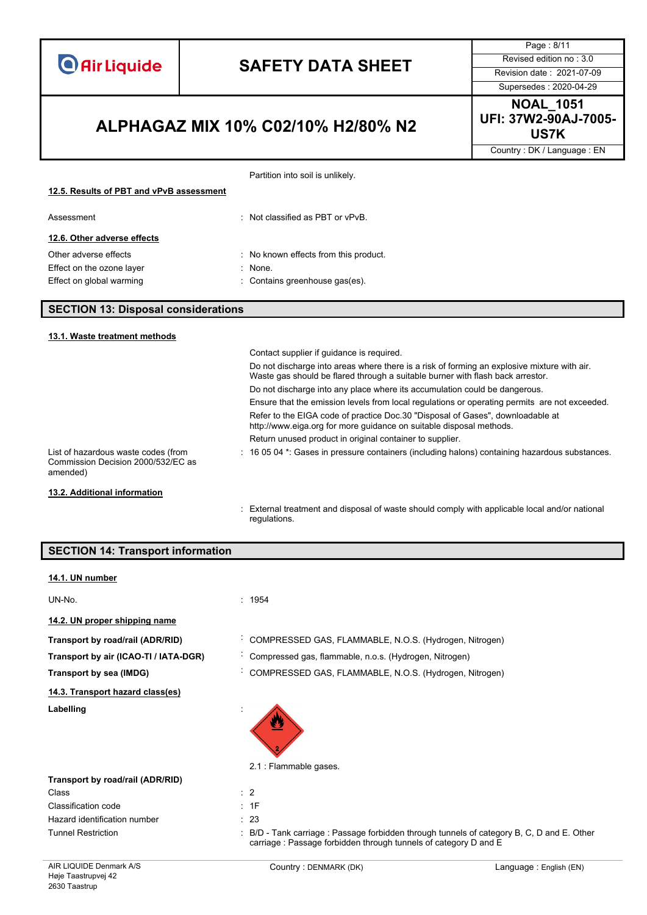Partition into soil is unlikely.

**12.5. Results of PBT and vPvB assessment**

| | |
|---|---|
| Assessment | : Not classified as PBT or vPvB. |

**12.6. Other adverse effects**

| | |
|---|---|
| Other adverse effects | : No known effects from this product. |
| Effect on the ozone layer | : None. |
| Effect on global warming | : Contains greenhouse gas(es). |

## SECTION 13: Disposal considerations

**13.1. Waste treatment methods**

Contact supplier if guidance is required.

Do not discharge into areas where there is a risk of forming an explosive mixture with air. Waste gas should be flared through a suitable burner with flash back arrestor.

Do not discharge into any place where its accumulation could be dangerous.

Ensure that the emission levels from local regulations or operating permits are not exceeded.

Refer to the EIGA code of practice Doc.30 "Disposal of Gases", downloadable at http://www.eiga.org for more guidance on suitable disposal methods.

Return unused product in original container to supplier.

| | |
|---|---|
| List of hazardous waste codes (from Commission Decision 2000/532/EC as amended) | : 16 05 04 *: Gases in pressure containers (including halons) containing hazardous substances. |

**13.2. Additional information**

: External treatment and disposal of waste should comply with applicable local and/or national regulations.

## SECTION 14: Transport information

**14.1. UN number**

| | |
|---|---|
| UN-No. | : 1954 |

**14.2. UN proper shipping name**

| | |
|---|---|
| **Transport by road/rail (ADR/RID)** | : COMPRESSED GAS, FLAMMABLE, N.O.S. (Hydrogen, Nitrogen) |
| **Transport by air (ICAO-TI / IATA-DGR)** | : Compressed gas, flammable, n.o.s. (Hydrogen, Nitrogen) |
| **Transport by sea (IMDG)** | : COMPRESSED GAS, FLAMMABLE, N.O.S. (Hydrogen, Nitrogen) |

**14.3. Transport hazard class(es)**

**Labelling** :

2.1 : Flammable gases.

**Transport by road/rail (ADR/RID)**

| | |
|---|---|
| Class | : 2 |
| Classification code | : 1F |
| Hazard identification number | : 23 |
| Tunnel Restriction | : B/D - Tank carriage : Passage forbidden through tunnels of category B, C, D and E. Other carriage : Passage forbidden through tunnels of category D and E |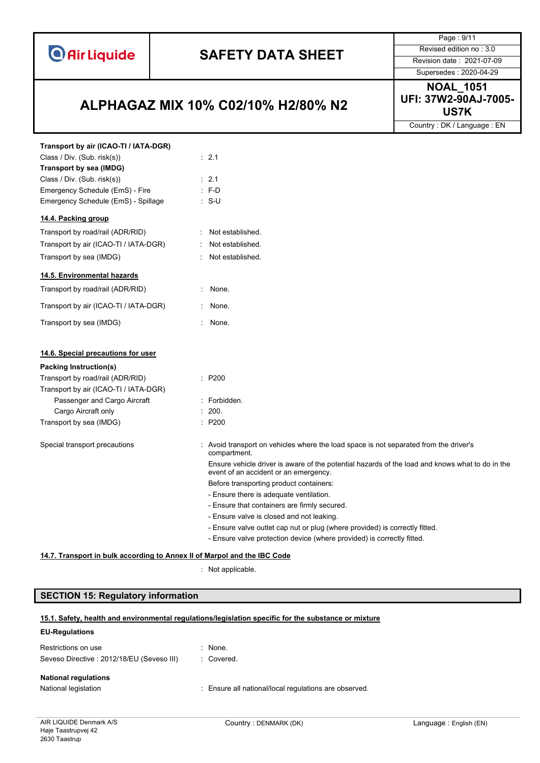**Transport by air (ICAO-TI / IATA-DGR)**

| | |
|---|---|
| Class / Div. (Sub. risk(s)) | : 2.1 |

**Transport by sea (IMDG)**

| | |
|---|---|
| Class / Div. (Sub. risk(s)) | : 2.1 |
| Emergency Schedule (EmS) - Fire | : F-D |
| Emergency Schedule (EmS) - Spillage | : S-U |

### 14.4. Packing group

| | |
|---|---|
| Transport by road/rail (ADR/RID) | : Not established. |
| Transport by air (ICAO-TI / IATA-DGR) | : Not established. |
| Transport by sea (IMDG) | : Not established. |

### 14.5. Environmental hazards

| | |
|---|---|
| Transport by road/rail (ADR/RID) | : None. |
| Transport by air (ICAO-TI / IATA-DGR) | : None. |
| Transport by sea (IMDG) | : None. |

### 14.6. Special precautions for user

**Packing Instruction(s)**

| | |
|---|---|
| Transport by road/rail (ADR/RID) | : P200 |
| Transport by air (ICAO-TI / IATA-DGR) | |
| Passenger and Cargo Aircraft | : Forbidden. |
| Cargo Aircraft only | : 200. |
| Transport by sea (IMDG) | : P200 |

Special transport precautions : Avoid transport on vehicles where the load space is not separated from the driver's compartment.

Ensure vehicle driver is aware of the potential hazards of the load and knows what to do in the event of an accident or an emergency.

Before transporting product containers:

- Ensure there is adequate ventilation.
- Ensure that containers are firmly secured.
- Ensure valve is closed and not leaking.
- Ensure valve outlet cap nut or plug (where provided) is correctly fitted.
- Ensure valve protection device (where provided) is correctly fitted.

### 14.7. Transport in bulk according to Annex II of Marpol and the IBC Code

: Not applicable.

## SECTION 15: Regulatory information

### 15.1. Safety, health and environmental regulations/legislation specific for the substance or mixture

**EU-Regulations**

| | |
|---|---|
| Restrictions on use | : None. |
| Seveso Directive : 2012/18/EU (Seveso III) | : Covered. |

**National regulations**

| | |
|---|---|
| National legislation | : Ensure all national/local regulations are observed. |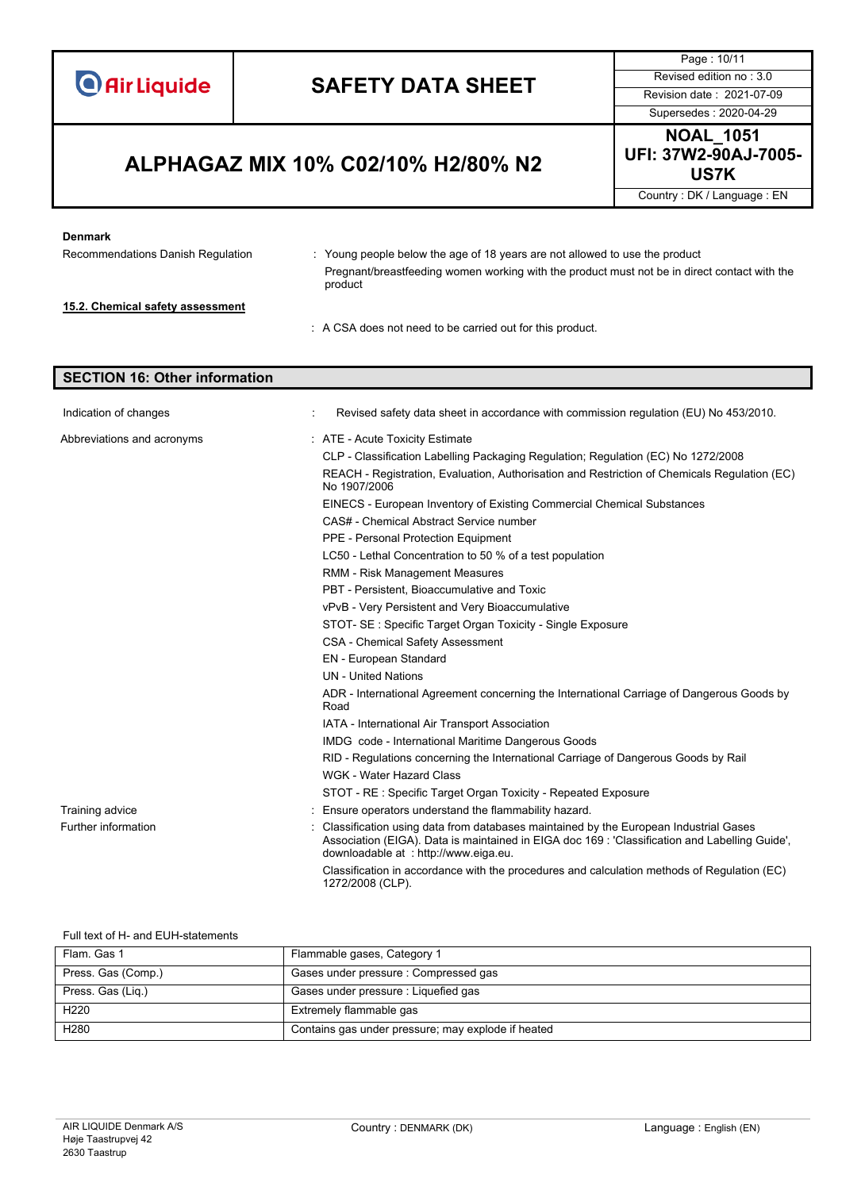**Denmark**

Recommendations Danish Regulation : Young people below the age of 18 years are not allowed to use the product

Pregnant/breastfeeding women working with the product must not be in direct contact with the product

**15.2. Chemical safety assessment**

: A CSA does not need to be carried out for this product.

## SECTION 16: Other information

Indication of changes : Revised safety data sheet in accordance with commission regulation (EU) No 453/2010.

Abbreviations and acronyms :

- ATE - Acute Toxicity Estimate
- CLP - Classification Labelling Packaging Regulation; Regulation (EC) No 1272/2008
- REACH - Registration, Evaluation, Authorisation and Restriction of Chemicals Regulation (EC) No 1907/2006
- EINECS - European Inventory of Existing Commercial Chemical Substances
- CAS# - Chemical Abstract Service number
- PPE - Personal Protection Equipment
- LC50 - Lethal Concentration to 50 % of a test population
- RMM - Risk Management Measures
- PBT - Persistent, Bioaccumulative and Toxic
- vPvB - Very Persistent and Very Bioaccumulative
- STOT- SE : Specific Target Organ Toxicity - Single Exposure
- CSA - Chemical Safety Assessment
- EN - European Standard
- UN - United Nations
- ADR - International Agreement concerning the International Carriage of Dangerous Goods by Road
- IATA - International Air Transport Association
- IMDG code - International Maritime Dangerous Goods
- RID - Regulations concerning the International Carriage of Dangerous Goods by Rail
- WGK - Water Hazard Class
- STOT - RE : Specific Target Organ Toxicity - Repeated Exposure

Training advice : Ensure operators understand the flammability hazard.

Further information : Classification using data from databases maintained by the European Industrial Gases Association (EIGA). Data is maintained in EIGA doc 169 : 'Classification and Labelling Guide', downloadable at : http://www.eiga.eu.

Classification in accordance with the procedures and calculation methods of Regulation (EC) 1272/2008 (CLP).

Full text of H- and EUH-statements

| | |
|---|---|
| Flam. Gas 1 | Flammable gases, Category 1 |
| Press. Gas (Comp.) | Gases under pressure : Compressed gas |
| Press. Gas (Liq.) | Gases under pressure : Liquefied gas |
| H220 | Extremely flammable gas |
| H280 | Contains gas under pressure; may explode if heated |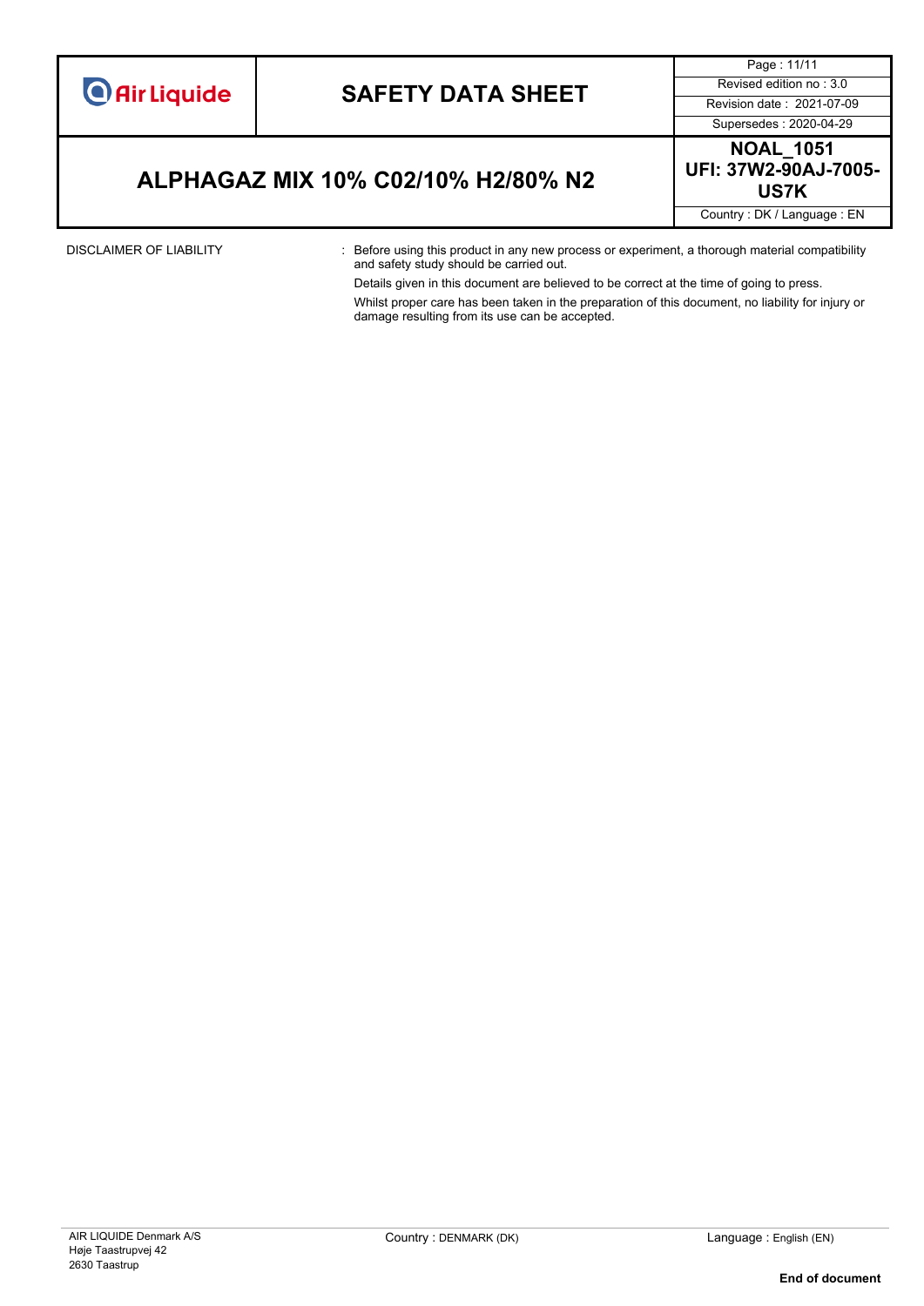DISCLAIMER OF LIABILITY : Before using this product in any new process or experiment, a thorough material compatibility and safety study should be carried out.

Details given in this document are believed to be correct at the time of going to press.

Whilst proper care has been taken in the preparation of this document, no liability for injury or damage resulting from its use can be accepted.

**End of document**